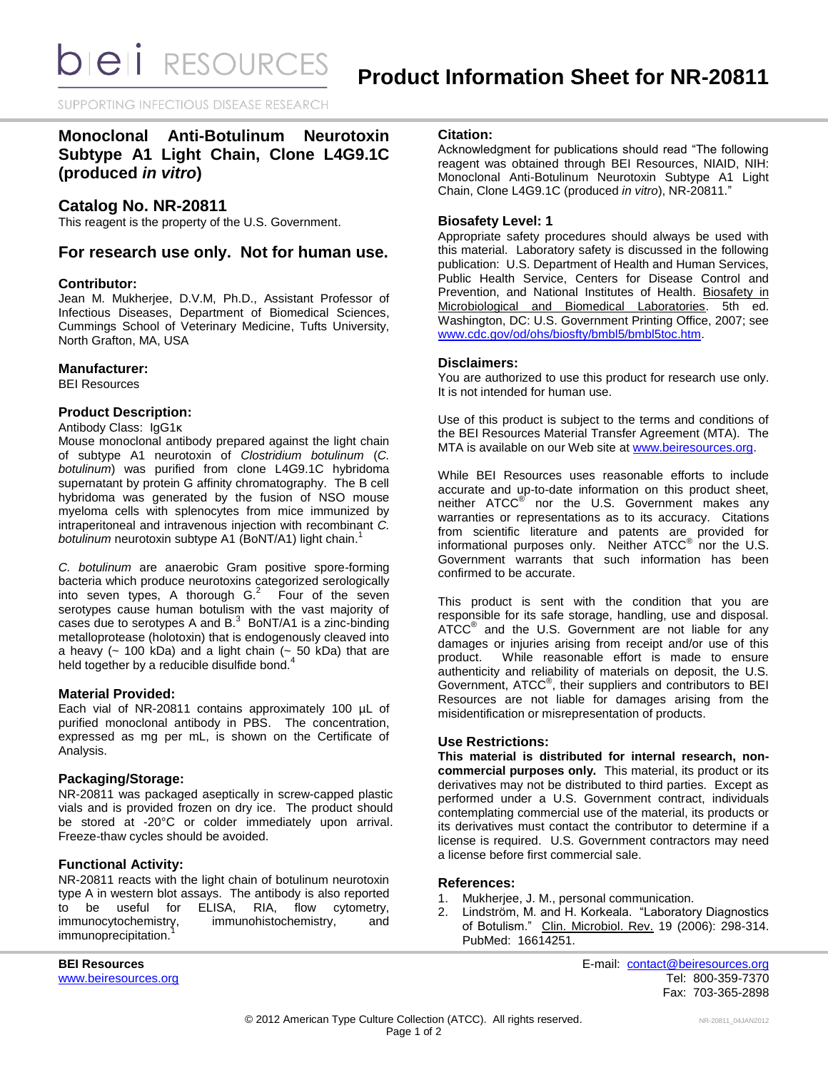# Product Information Sheet for NR-20811

SUPPORTING INFECTIOUS DISEASE RESEARCH

## Monoclonal Anti-Botulinum Neurotoxin Subtype A1 Light Chain, Clone L4G9.1C (produced *in vitro*)

## Catalog No. NR-20811

This reagent is the property of the U.S. Government.

## For research use only. Not for human use.

### Contributor:

Jean M. Mukherjee, D.V.M, Ph.D., Assistant Professor of Infectious Diseases, Department of Biomedical Sciences, Cummings School of Veterinary Medicine, Tufts University, North Grafton, MA, USA

### Manufacturer:

BEI Resources

### Product Description:

Antibody Class: IgG1κ

Mouse monoclonal antibody prepared against the light chain of subtype A1 neurotoxin of *Clostridium botulinum* (*C. botulinum*) was purified from clone L4G9.1C hybridoma supernatant by protein G affinity chromatography. The B cell hybridoma was generated by the fusion of NSO mouse myeloma cells with splenocytes from mice immunized by intraperitoneal and intravenous injection with recombinant *C. botulinum* neurotoxin subtype A1 (BoNT/A1) light chain.[1]

*C. botulinum* are anaerobic Gram positive spore-forming bacteria which produce neurotoxins categorized serologically into seven types, A thorough G.[2] Four of the seven serotypes cause human botulism with the vast majority of cases due to serotypes A and B.[3] BoNT/A1 is a zinc-binding metalloprotease (holotoxin) that is endogenously cleaved into a heavy (~ 100 kDa) and a light chain (~ 50 kDa) that are held together by a reducible disulfide bond.[4]

### Material Provided:

Each vial of NR-20811 contains approximately 100 µL of purified monoclonal antibody in PBS. The concentration, expressed as mg per mL, is shown on the Certificate of Analysis.

### Packaging/Storage:

NR-20811 was packaged aseptically in screw-capped plastic vials and is provided frozen on dry ice. The product should be stored at -20°C or colder immediately upon arrival. Freeze-thaw cycles should be avoided.

### Functional Activity:

NR-20811 reacts with the light chain of botulinum neurotoxin type A in western blot assays. The antibody is also reported to be useful for ELISA, RIA, flow cytometry, immunocytochemistry, immunohistochemistry, and immunoprecipitation.[1]

### Citation:

Acknowledgment for publications should read "The following reagent was obtained through BEI Resources, NIAID, NIH: Monoclonal Anti-Botulinum Neurotoxin Subtype A1 Light Chain, Clone L4G9.1C (produced *in vitro*), NR-20811."

### Biosafety Level: 1

Appropriate safety procedures should always be used with this material. Laboratory safety is discussed in the following publication: U.S. Department of Health and Human Services, Public Health Service, Centers for Disease Control and Prevention, and National Institutes of Health. Biosafety in Microbiological and Biomedical Laboratories. 5th ed. Washington, DC: U.S. Government Printing Office, 2007; see www.cdc.gov/od/ohs/biosfty/bmbl5/bmbl5toc.htm.

### Disclaimers:

You are authorized to use this product for research use only. It is not intended for human use.

Use of this product is subject to the terms and conditions of the BEI Resources Material Transfer Agreement (MTA). The MTA is available on our Web site at www.beiresources.org.

While BEI Resources uses reasonable efforts to include accurate and up-to-date information on this product sheet, neither ATCC® nor the U.S. Government makes any warranties or representations as to its accuracy. Citations from scientific literature and patents are provided for informational purposes only. Neither ATCC® nor the U.S. Government warrants that such information has been confirmed to be accurate.

This product is sent with the condition that you are responsible for its safe storage, handling, use and disposal. ATCC® and the U.S. Government are not liable for any damages or injuries arising from receipt and/or use of this product. While reasonable effort is made to ensure authenticity and reliability of materials on deposit, the U.S. Government, ATCC®, their suppliers and contributors to BEI Resources are not liable for damages arising from the misidentification or misrepresentation of products.

### Use Restrictions:

**This material is distributed for internal research, non-commercial purposes only.** This material, its product or its derivatives may not be distributed to third parties. Except as performed under a U.S. Government contract, individuals contemplating commercial use of the material, its products or its derivatives must contact the contributor to determine if a license is required. U.S. Government contractors may need a license before first commercial sale.

### References:

1. Mukherjee, J. M., personal communication.
2. Lindström, M. and H. Korkeala. "Laboratory Diagnostics of Botulism." Clin. Microbiol. Rev. 19 (2006): 298-314. PubMed: 16614251.

**BEI Resources**
www.beiresources.org

E-mail: contact@beiresources.org
Tel: 800-359-7370
Fax: 703-365-2898

© 2012 American Type Culture Collection (ATCC). All rights reserved.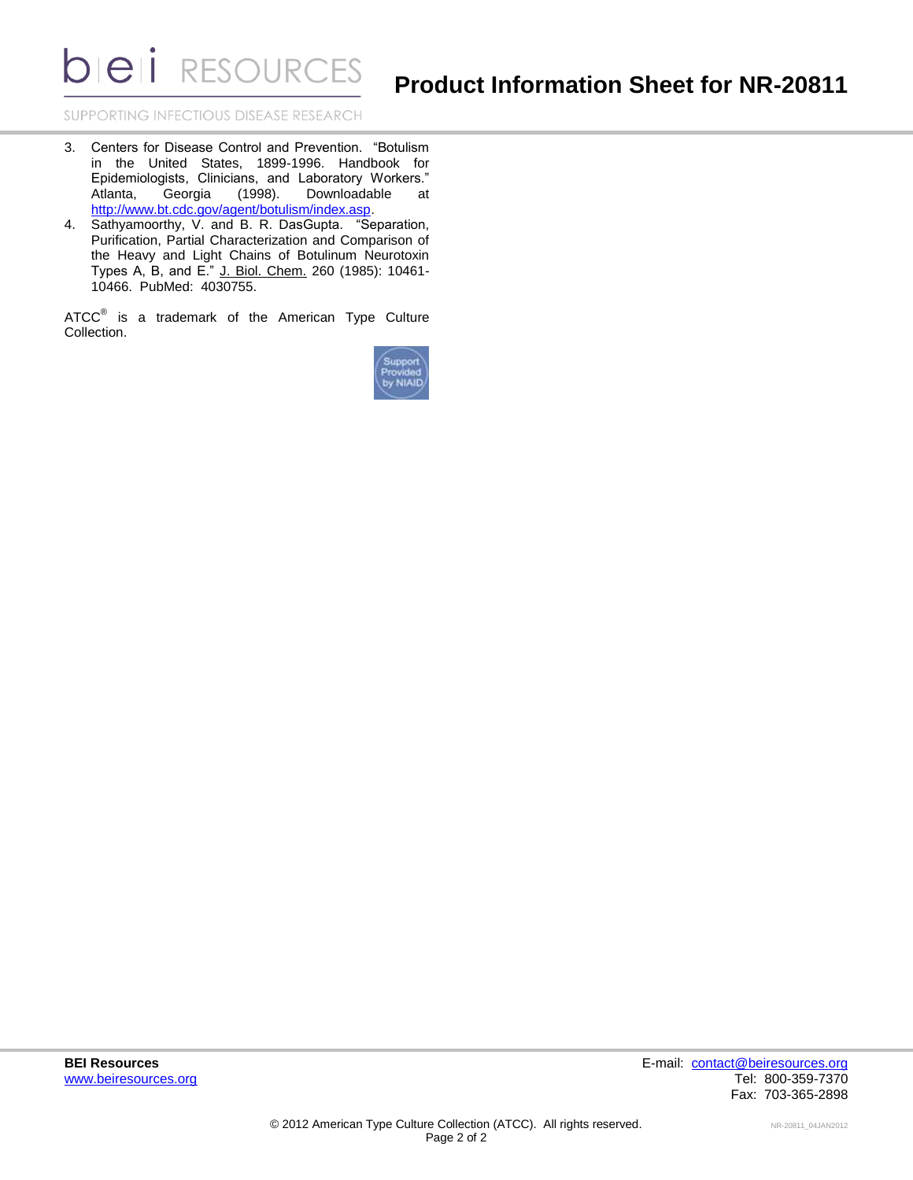3. Centers for Disease Control and Prevention. "Botulism in the United States, 1899-1996. Handbook for Epidemiologists, Clinicians, and Laboratory Workers." Atlanta, Georgia (1998). Downloadable at http://www.bt.cdc.gov/agent/botulism/index.asp.
4. Sathyamoorthy, V. and B. R. DasGupta. "Separation, Purification, Partial Characterization and Comparison of the Heavy and Light Chains of Botulinum Neurotoxin Types A, B, and E." J. Biol. Chem. 260 (1985): 10461-10466. PubMed: 4030755.

ATCC® is a trademark of the American Type Culture Collection.

Support Provided by NIAID

**BEI Resources**
www.beiresources.org

E-mail: contact@beiresources.org
Tel: 800-359-7370
Fax: 703-365-2898

© 2012 American Type Culture Collection (ATCC). All rights reserved.

NR-20811_04JAN2012